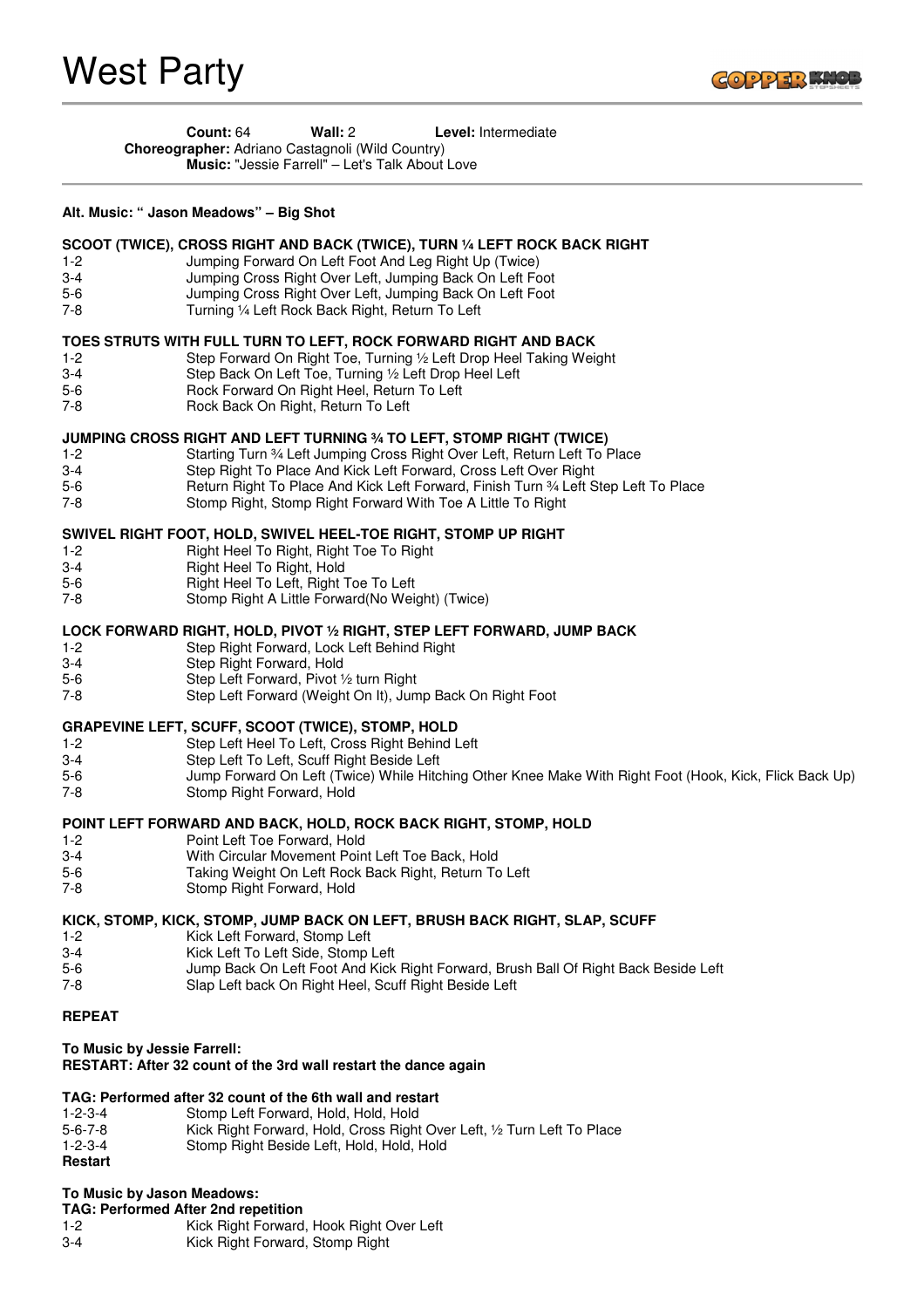# West Party

**Count:** 64 **Wall:** 2 **Level:** Intermediate
**Choreographer:** Adriano Castagnoli (Wild Country)
**Music:** "Jessie Farrell" – Let's Talk About Love

---

**Alt. Music: " Jason Meadows" – Big Shot**

**SCOOT (TWICE), CROSS RIGHT AND BACK (TWICE), TURN ¼ LEFT ROCK BACK RIGHT**

| | |
|---|---|
| 1-2 | Jumping Forward On Left Foot And Leg Right Up (Twice) |
| 3-4 | Jumping Cross Right Over Left, Jumping Back On Left Foot |
| 5-6 | Jumping Cross Right Over Left, Jumping Back On Left Foot |
| 7-8 | Turning ¼ Left Rock Back Right, Return To Left |

**TOES STRUTS WITH FULL TURN TO LEFT, ROCK FORWARD RIGHT AND BACK**

| | |
|---|---|
| 1-2 | Step Forward On Right Toe, Turning ½ Left Drop Heel Taking Weight |
| 3-4 | Step Back On Left Toe, Turning ½ Left Drop Heel Left |
| 5-6 | Rock Forward On Right Heel, Return To Left |
| 7-8 | Rock Back On Right, Return To Left |

**JUMPING CROSS RIGHT AND LEFT TURNING ¾ TO LEFT, STOMP RIGHT (TWICE)**

| | |
|---|---|
| 1-2 | Starting Turn ¾ Left Jumping Cross Right Over Left, Return Left To Place |
| 3-4 | Step Right To Place And Kick Left Forward, Cross Left Over Right |
| 5-6 | Return Right To Place And Kick Left Forward, Finish Turn ¾ Left Step Left To Place |
| 7-8 | Stomp Right, Stomp Right Forward With Toe A Little To Right |

**SWIVEL RIGHT FOOT, HOLD, SWIVEL HEEL-TOE RIGHT, STOMP UP RIGHT**

| | |
|---|---|
| 1-2 | Right Heel To Right, Right Toe To Right |
| 3-4 | Right Heel To Right, Hold |
| 5-6 | Right Heel To Left, Right Toe To Left |
| 7-8 | Stomp Right A Little Forward(No Weight) (Twice) |

**LOCK FORWARD RIGHT, HOLD, PIVOT ½ RIGHT, STEP LEFT FORWARD, JUMP BACK**

| | |
|---|---|
| 1-2 | Step Right Forward, Lock Left Behind Right |
| 3-4 | Step Right Forward, Hold |
| 5-6 | Step Left Forward, Pivot ½ turn Right |
| 7-8 | Step Left Forward (Weight On It), Jump Back On Right Foot |

**GRAPEVINE LEFT, SCUFF, SCOOT (TWICE), STOMP, HOLD**

| | |
|---|---|
| 1-2 | Step Left Heel To Left, Cross Right Behind Left |
| 3-4 | Step Left To Left, Scuff Right Beside Left |
| 5-6 | Jump Forward On Left (Twice) While Hitching Other Knee Make With Right Foot (Hook, Kick, Flick Back Up) |
| 7-8 | Stomp Right Forward, Hold |

**POINT LEFT FORWARD AND BACK, HOLD, ROCK BACK RIGHT, STOMP, HOLD**

| | |
|---|---|
| 1-2 | Point Left Toe Forward, Hold |
| 3-4 | With Circular Movement Point Left Toe Back, Hold |
| 5-6 | Taking Weight On Left Rock Back Right, Return To Left |
| 7-8 | Stomp Right Forward, Hold |

**KICK, STOMP, KICK, STOMP, JUMP BACK ON LEFT, BRUSH BACK RIGHT, SLAP, SCUFF**

| | |
|---|---|
| 1-2 | Kick Left Forward, Stomp Left |
| 3-4 | Kick Left To Left Side, Stomp Left |
| 5-6 | Jump Back On Left Foot And Kick Right Forward, Brush Ball Of Right Back Beside Left |
| 7-8 | Slap Left back On Right Heel, Scuff Right Beside Left |

**REPEAT**

**To Music by Jessie Farrell:**
**RESTART: After 32 count of the 3rd wall restart the dance again**

**TAG: Performed after 32 count of the 6th wall and restart**

| | |
|---|---|
| 1-2-3-4 | Stomp Left Forward, Hold, Hold, Hold |
| 5-6-7-8 | Kick Right Forward, Hold, Cross Right Over Left, ½ Turn Left To Place |
| 1-2-3-4 | Stomp Right Beside Left, Hold, Hold, Hold |

**Restart**

**To Music by Jason Meadows:**
**TAG: Performed After 2nd repetition**

| | |
|---|---|
| 1-2 | Kick Right Forward, Hook Right Over Left |
| 3-4 | Kick Right Forward, Stomp Right |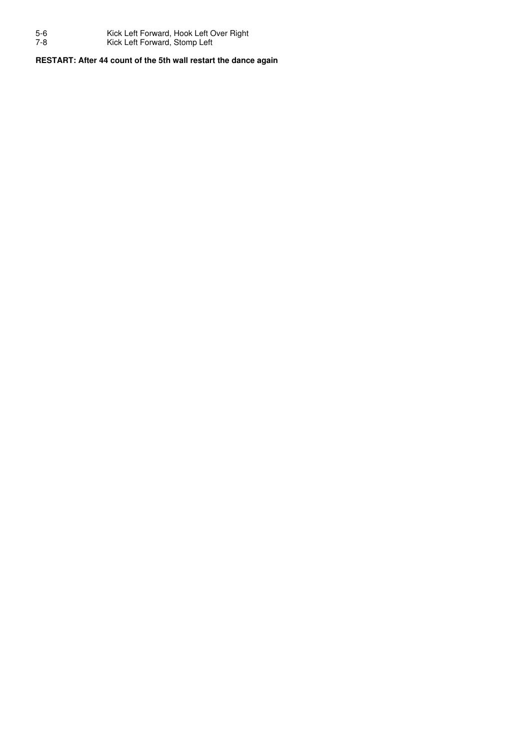| | |
|---|---|
| 5-6 | Kick Left Forward, Hook Left Over Right |
| 7-8 | Kick Left Forward, Stomp Left |

**RESTART: After 44 count of the 5th wall restart the dance again**